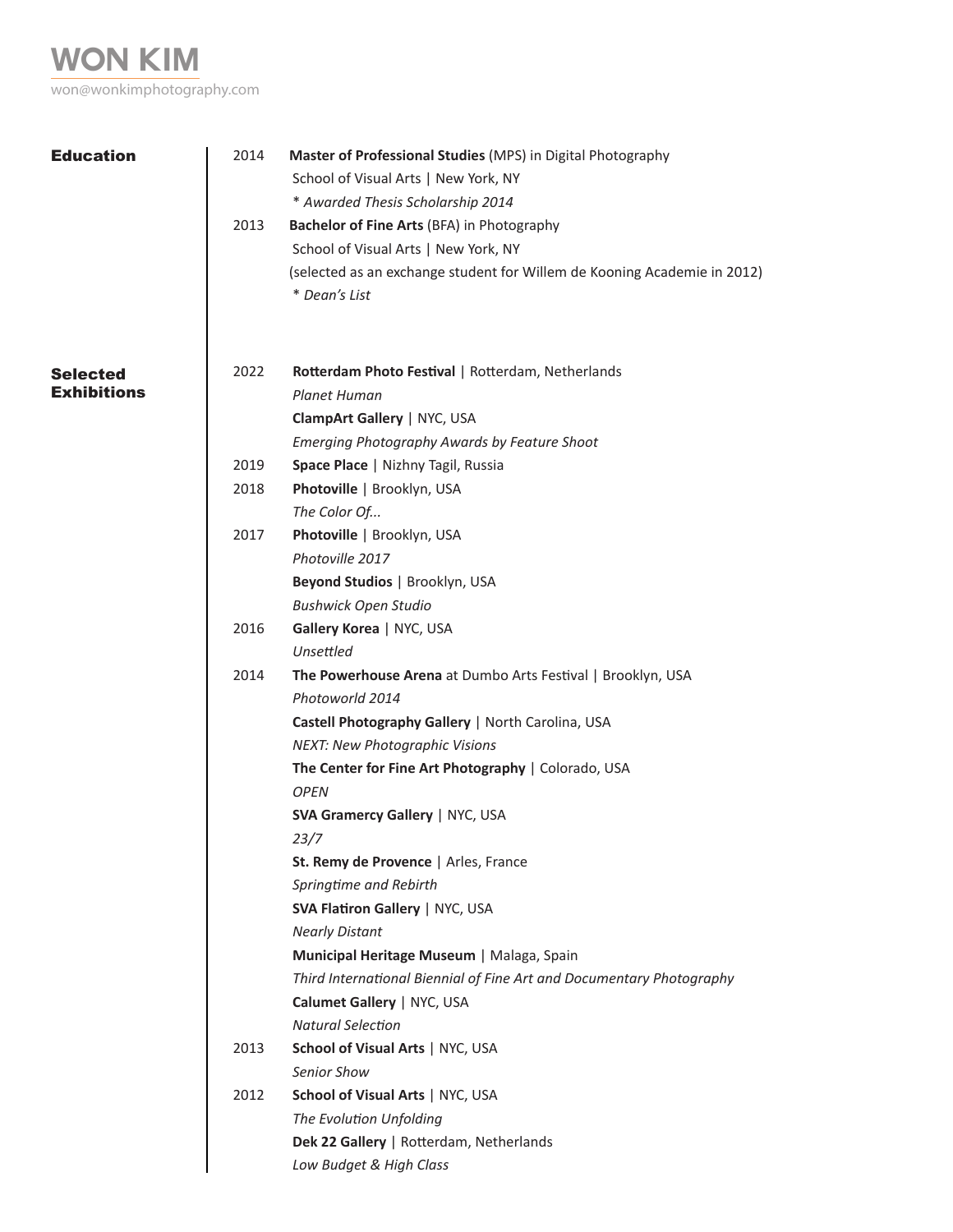# WON KIM

won@wonkimphotography.com

## Education

2014 **Master of Professional Studies** (MPS) in Digital Photography
School of Visual Arts | New York, NY
*\* Awarded Thesis Scholarship 2014*

2013 **Bachelor of Fine Arts** (BFA) in Photography
School of Visual Arts | New York, NY
(selected as an exchange student for Willem de Kooning Academie in 2012)
*\* Dean's List*

## Selected Exhibitions

2022 **Rotterdam Photo Festival** | Rotterdam, Netherlands
*Planet Human*
**ClampArt Gallery** | NYC, USA
*Emerging Photography Awards by Feature Shoot*

2019 **Space Place** | Nizhny Tagil, Russia

2018 **Photoville** | Brooklyn, USA
*The Color Of...*

2017 **Photoville** | Brooklyn, USA
*Photoville 2017*
**Beyond Studios** | Brooklyn, USA
*Bushwick Open Studio*

2016 **Gallery Korea** | NYC, USA
*Unsettled*

2014 **The Powerhouse Arena** at Dumbo Arts Festival | Brooklyn, USA
*Photoworld 2014*
**Castell Photography Gallery** | North Carolina, USA
*NEXT: New Photographic Visions*
**The Center for Fine Art Photography** | Colorado, USA
*OPEN*
**SVA Gramercy Gallery** | NYC, USA
*23/7*
**St. Remy de Provence** | Arles, France
*Springtime and Rebirth*
**SVA Flatiron Gallery** | NYC, USA
*Nearly Distant*
**Municipal Heritage Museum** | Malaga, Spain
*Third International Biennial of Fine Art and Documentary Photography*
**Calumet Gallery** | NYC, USA
*Natural Selection*

2013 **School of Visual Arts** | NYC, USA
*Senior Show*

2012 **School of Visual Arts** | NYC, USA
*The Evolution Unfolding*
**Dek 22 Gallery** | Rotterdam, Netherlands
*Low Budget & High Class*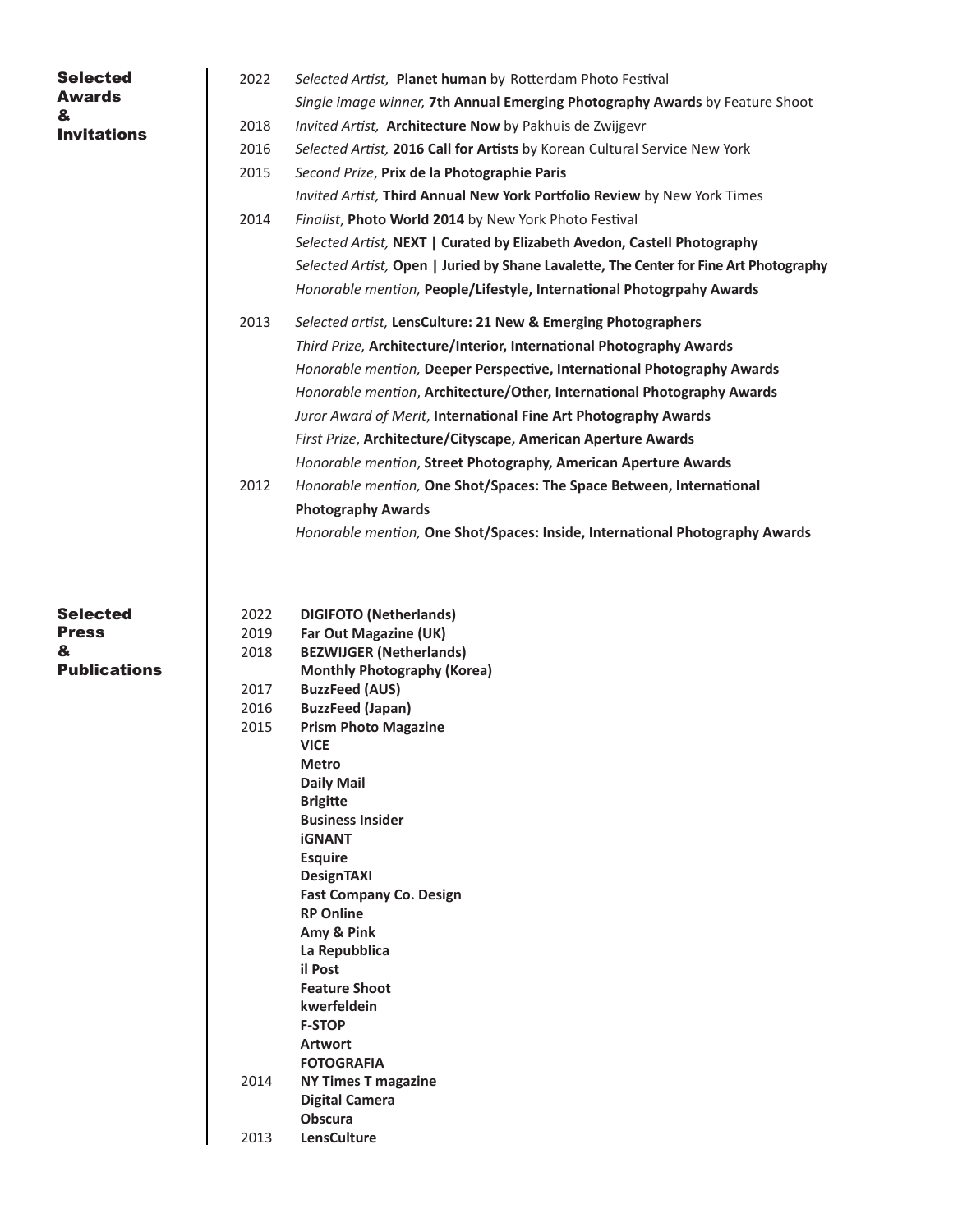## Selected Awards & Invitations

**2022**
- *Selected Artist,* **Planet human** by Rotterdam Photo Festival
- *Single image winner,* **7th Annual Emerging Photography Awards** by Feature Shoot

**2018**
- *Invited Artist,* **Architecture Now** by Pakhuis de Zwijgevr

**2016**
- *Selected Artist,* **2016 Call for Artists** by Korean Cultural Service New York

**2015**
- *Second Prize*, **Prix de la Photographie Paris**
- *Invited Artist,* **Third Annual New York Portfolio Review** by New York Times

**2014**
- *Finalist*, **Photo World 2014** by New York Photo Festival
- *Selected Artist,* **NEXT | Curated by Elizabeth Avedon, Castell Photography**
- *Selected Artist,* **Open | Juried by Shane Lavalette, The Center for Fine Art Photography**
- *Honorable mention,* **People/Lifestyle, International Photogrpahy Awards**

**2013**
- *Selected artist,* **LensCulture: 21 New & Emerging Photographers**
- *Third Prize,* **Architecture/Interior, International Photography Awards**
- *Honorable mention,* **Deeper Perspective, International Photography Awards**
- *Honorable mention*, **Architecture/Other, International Photography Awards**
- *Juror Award of Merit*, **International Fine Art Photography Awards**
- *First Prize*, **Architecture/Cityscape, American Aperture Awards**
- *Honorable mention*, **Street Photography, American Aperture Awards**

**2012**
- *Honorable mention,* **One Shot/Spaces: The Space Between, International Photography Awards**
- *Honorable mention,* **One Shot/Spaces: Inside, International Photography Awards**

## Selected Press & Publications

**2022**
- **DIGIFOTO (Netherlands)**

**2019**
- **Far Out Magazine (UK)**

**2018**
- **BEZWIJGER (Netherlands)**
- **Monthly Photography (Korea)**

**2017**
- **BuzzFeed (AUS)**

**2016**
- **BuzzFeed (Japan)**

**2015**
- **Prism Photo Magazine**
- **VICE**
- **Metro**
- **Daily Mail**
- **Brigitte**
- **Business Insider**
- **iGNANT**
- **Esquire**
- **DesignTAXI**
- **Fast Company Co. Design**
- **RP Online**
- **Amy & Pink**
- **La Repubblica**
- **il Post**
- **Feature Shoot**
- **kwerfeldein**
- **F-STOP**
- **Artwort**
- **FOTOGRAFIA**

**2014**
- **NY Times T magazine**
- **Digital Camera**
- **Obscura**

**2013**
- **LensCulture**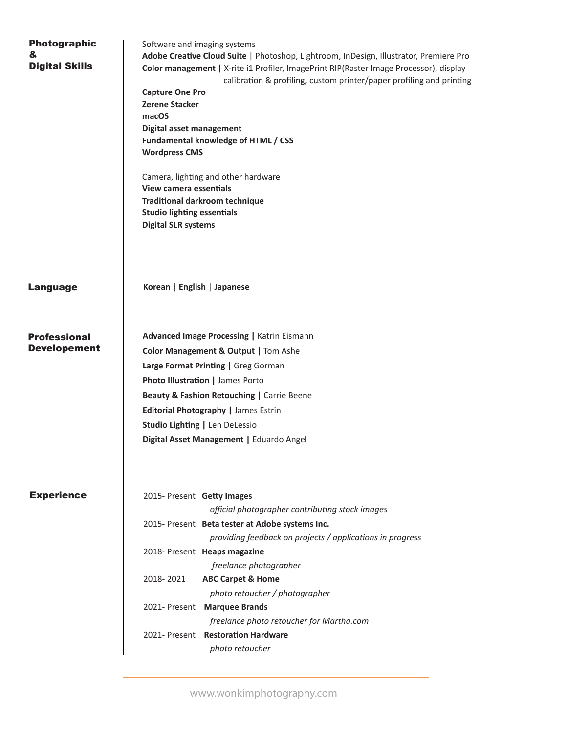## Photographic & Digital Skills

Software and imaging systems

**Adobe Creative Cloud Suite** | Photoshop, Lightroom, InDesign, Illustrator, Premiere Pro
**Color management** | X-rite i1 Profiler, ImagePrint RIP(Raster Image Processor), display calibration & profiling, custom printer/paper profiling and printing
**Capture One Pro**
**Zerene Stacker**
**macOS**
**Digital asset management**
**Fundamental knowledge of HTML / CSS**
**Wordpress CMS**

Camera, lighting and other hardware

**View camera essentials**
**Traditional darkroom technique**
**Studio lighting essentials**
**Digital SLR systems**

## Language

**Korean** | **English** | **Japanese**

## Professional Developement

**Advanced Image Processing |** Katrin Eismann
**Color Management & Output |** Tom Ashe
**Large Format Printing |** Greg Gorman
**Photo Illustration |** James Porto
**Beauty & Fashion Retouching |** Carrie Beene
**Editorial Photography |** James Estrin
**Studio Lighting |** Len DeLessio
**Digital Asset Management |** Eduardo Angel

## Experience

2015- Present **Getty Images**
*official photographer contributing stock images*

2015- Present **Beta tester at Adobe systems Inc.**
*providing feedback on projects / applications in progress*

2018- Present **Heaps magazine**
*freelance photographer*

2018- 2021 **ABC Carpet & Home**
*photo retoucher / photographer*

2021- Present **Marquee Brands**
*freelance photo retoucher for Martha.com*

2021- Present **Restoration Hardware**
*photo retoucher*

www.wonkimphotography.com